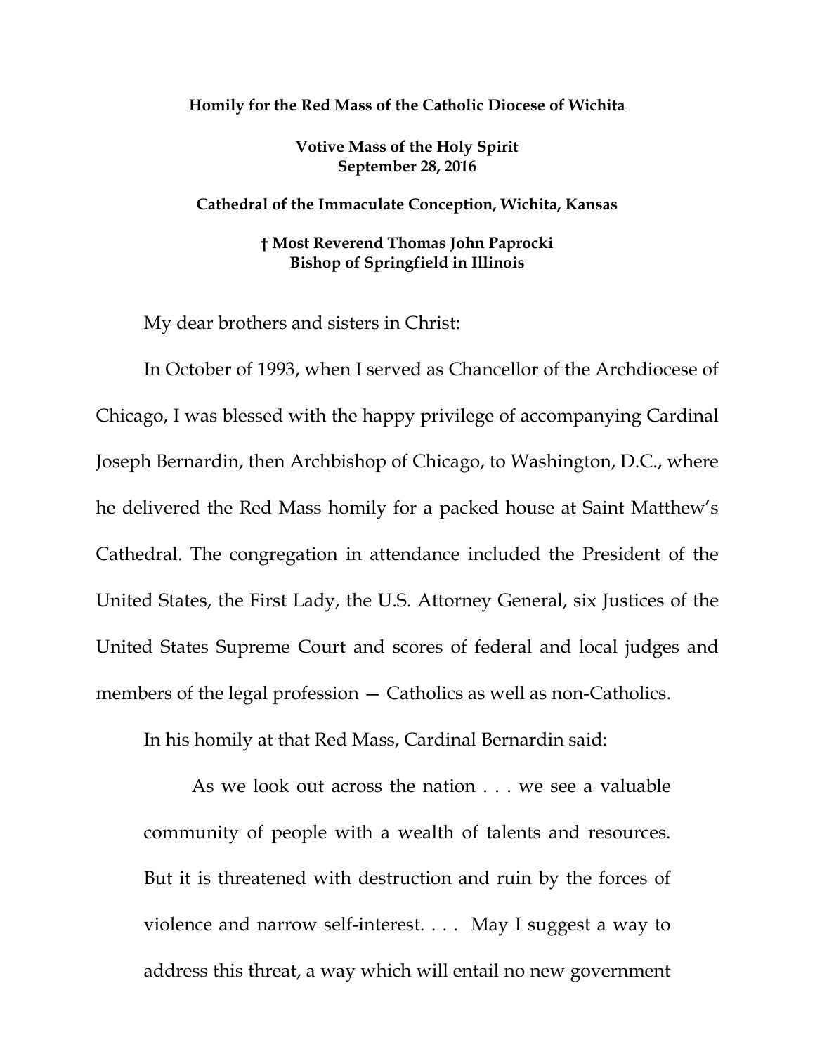**Homily for the Red Mass of the Catholic Diocese of Wichita**

**Votive Mass of the Holy Spirit**
**September 28, 2016**

**Cathedral of the Immaculate Conception, Wichita, Kansas**

**† Most Reverend Thomas John Paprocki**
**Bishop of Springfield in Illinois**

My dear brothers and sisters in Christ:

In October of 1993, when I served as Chancellor of the Archdiocese of Chicago, I was blessed with the happy privilege of accompanying Cardinal Joseph Bernardin, then Archbishop of Chicago, to Washington, D.C., where he delivered the Red Mass homily for a packed house at Saint Matthew's Cathedral. The congregation in attendance included the President of the United States, the First Lady, the U.S. Attorney General, six Justices of the United States Supreme Court and scores of federal and local judges and members of the legal profession — Catholics as well as non-Catholics.

In his homily at that Red Mass, Cardinal Bernardin said:

> As we look out across the nation . . . we see a valuable community of people with a wealth of talents and resources. But it is threatened with destruction and ruin by the forces of violence and narrow self-interest. . . . May I suggest a way to address this threat, a way which will entail no new government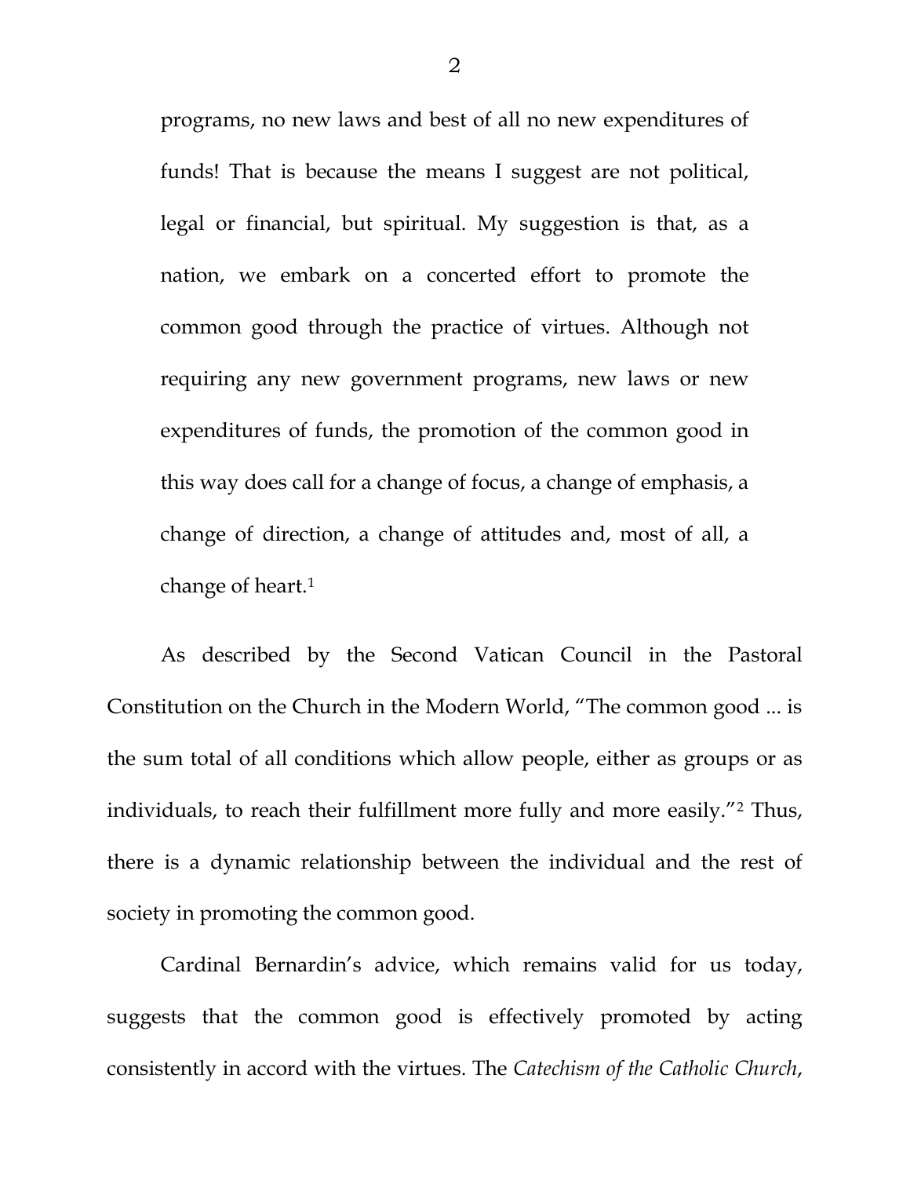> programs, no new laws and best of all no new expenditures of funds! That is because the means I suggest are not political, legal or financial, but spiritual. My suggestion is that, as a nation, we embark on a concerted effort to promote the common good through the practice of virtues. Although not requiring any new government programs, new laws or new expenditures of funds, the promotion of the common good in this way does call for a change of focus, a change of emphasis, a change of direction, a change of attitudes and, most of all, a change of heart.[1]

As described by the Second Vatican Council in the Pastoral Constitution on the Church in the Modern World, "The common good ... is the sum total of all conditions which allow people, either as groups or as individuals, to reach their fulfillment more fully and more easily."[2] Thus, there is a dynamic relationship between the individual and the rest of society in promoting the common good.

Cardinal Bernardin's advice, which remains valid for us today, suggests that the common good is effectively promoted by acting consistently in accord with the virtues. The *Catechism of the Catholic Church*,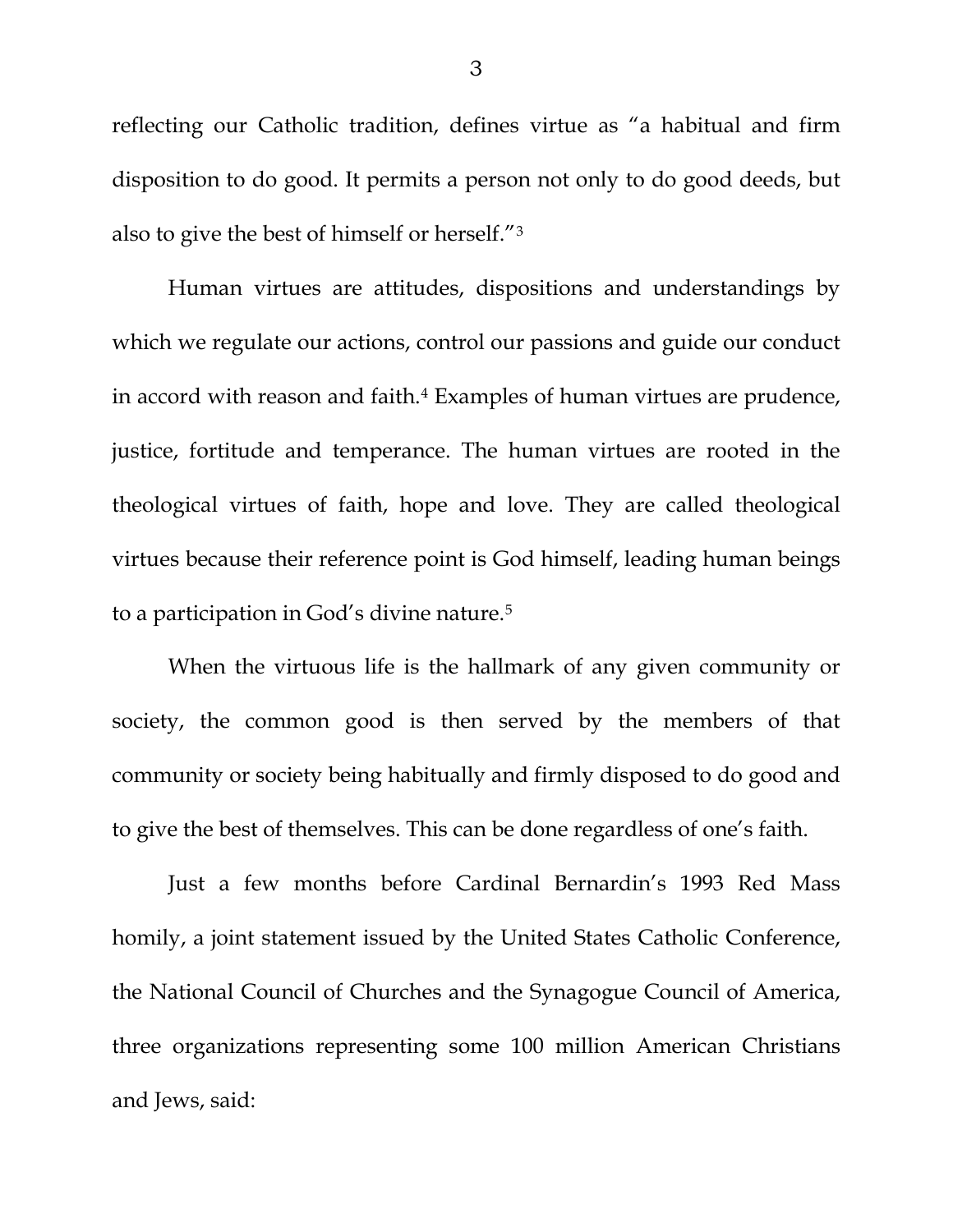reflecting our Catholic tradition, defines virtue as "a habitual and firm disposition to do good. It permits a person not only to do good deeds, but also to give the best of himself or herself."[3]

Human virtues are attitudes, dispositions and understandings by which we regulate our actions, control our passions and guide our conduct in accord with reason and faith.[4] Examples of human virtues are prudence, justice, fortitude and temperance. The human virtues are rooted in the theological virtues of faith, hope and love. They are called theological virtues because their reference point is God himself, leading human beings to a participation in God's divine nature.[5]

When the virtuous life is the hallmark of any given community or society, the common good is then served by the members of that community or society being habitually and firmly disposed to do good and to give the best of themselves. This can be done regardless of one's faith.

Just a few months before Cardinal Bernardin's 1993 Red Mass homily, a joint statement issued by the United States Catholic Conference, the National Council of Churches and the Synagogue Council of America, three organizations representing some 100 million American Christians and Jews, said: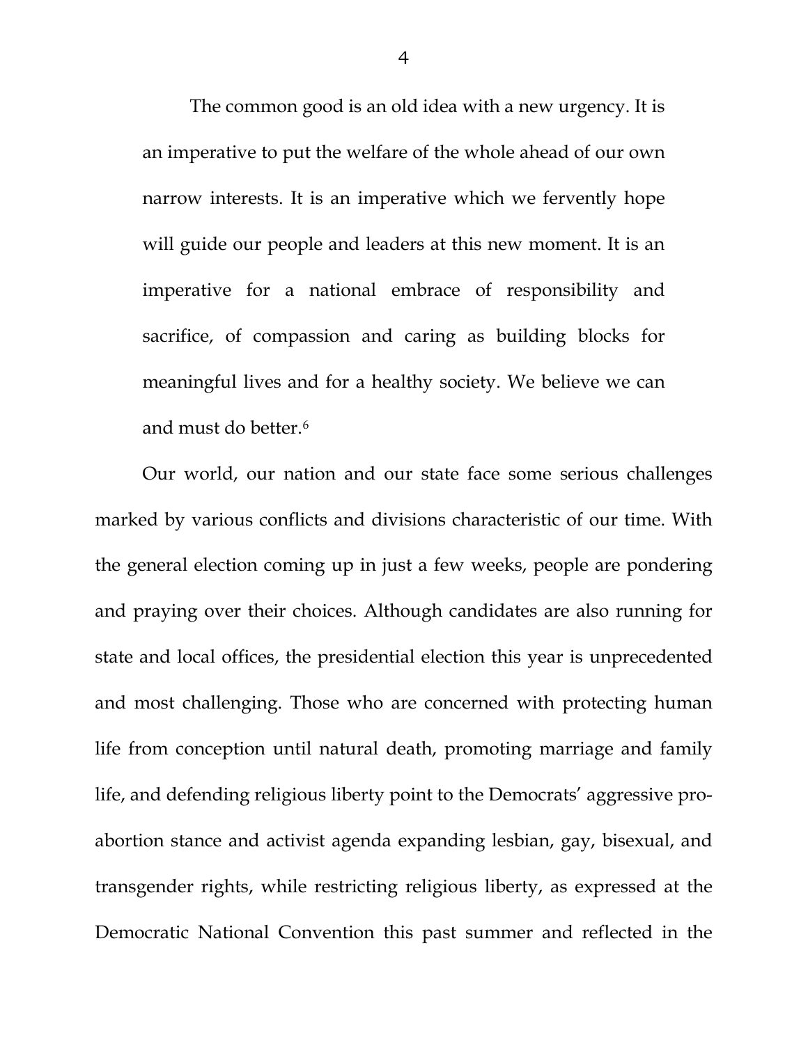> The common good is an old idea with a new urgency. It is an imperative to put the welfare of the whole ahead of our own narrow interests. It is an imperative which we fervently hope will guide our people and leaders at this new moment. It is an imperative for a national embrace of responsibility and sacrifice, of compassion and caring as building blocks for meaningful lives and for a healthy society. We believe we can and must do better.[6]

Our world, our nation and our state face some serious challenges marked by various conflicts and divisions characteristic of our time. With the general election coming up in just a few weeks, people are pondering and praying over their choices. Although candidates are also running for state and local offices, the presidential election this year is unprecedented and most challenging. Those who are concerned with protecting human life from conception until natural death, promoting marriage and family life, and defending religious liberty point to the Democrats' aggressive pro-abortion stance and activist agenda expanding lesbian, gay, bisexual, and transgender rights, while restricting religious liberty, as expressed at the Democratic National Convention this past summer and reflected in the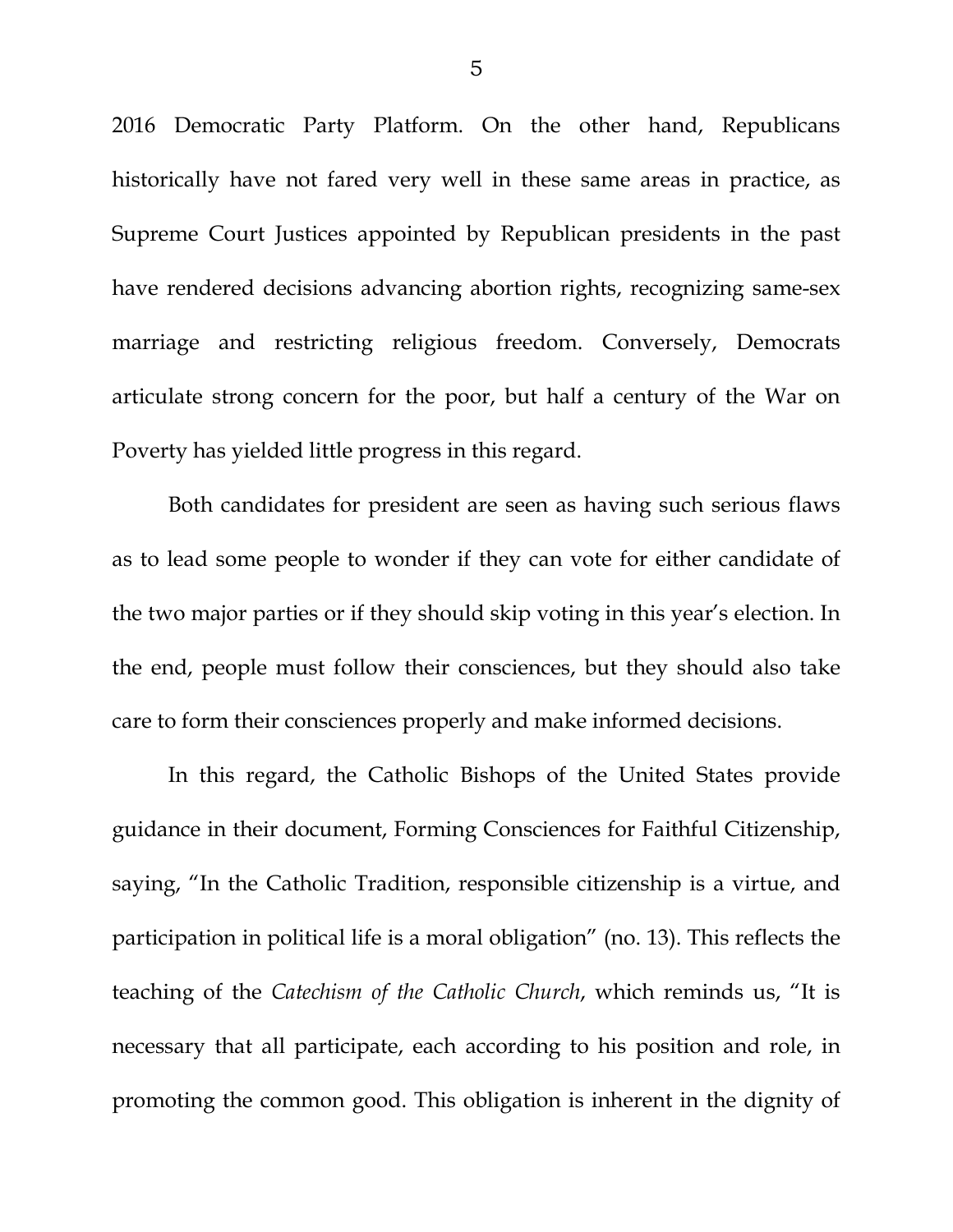2016 Democratic Party Platform. On the other hand, Republicans historically have not fared very well in these same areas in practice, as Supreme Court Justices appointed by Republican presidents in the past have rendered decisions advancing abortion rights, recognizing same-sex marriage and restricting religious freedom. Conversely, Democrats articulate strong concern for the poor, but half a century of the War on Poverty has yielded little progress in this regard.

Both candidates for president are seen as having such serious flaws as to lead some people to wonder if they can vote for either candidate of the two major parties or if they should skip voting in this year's election. In the end, people must follow their consciences, but they should also take care to form their consciences properly and make informed decisions.

In this regard, the Catholic Bishops of the United States provide guidance in their document, Forming Consciences for Faithful Citizenship, saying, "In the Catholic Tradition, responsible citizenship is a virtue, and participation in political life is a moral obligation" (no. 13). This reflects the teaching of the *Catechism of the Catholic Church*, which reminds us, "It is necessary that all participate, each according to his position and role, in promoting the common good. This obligation is inherent in the dignity of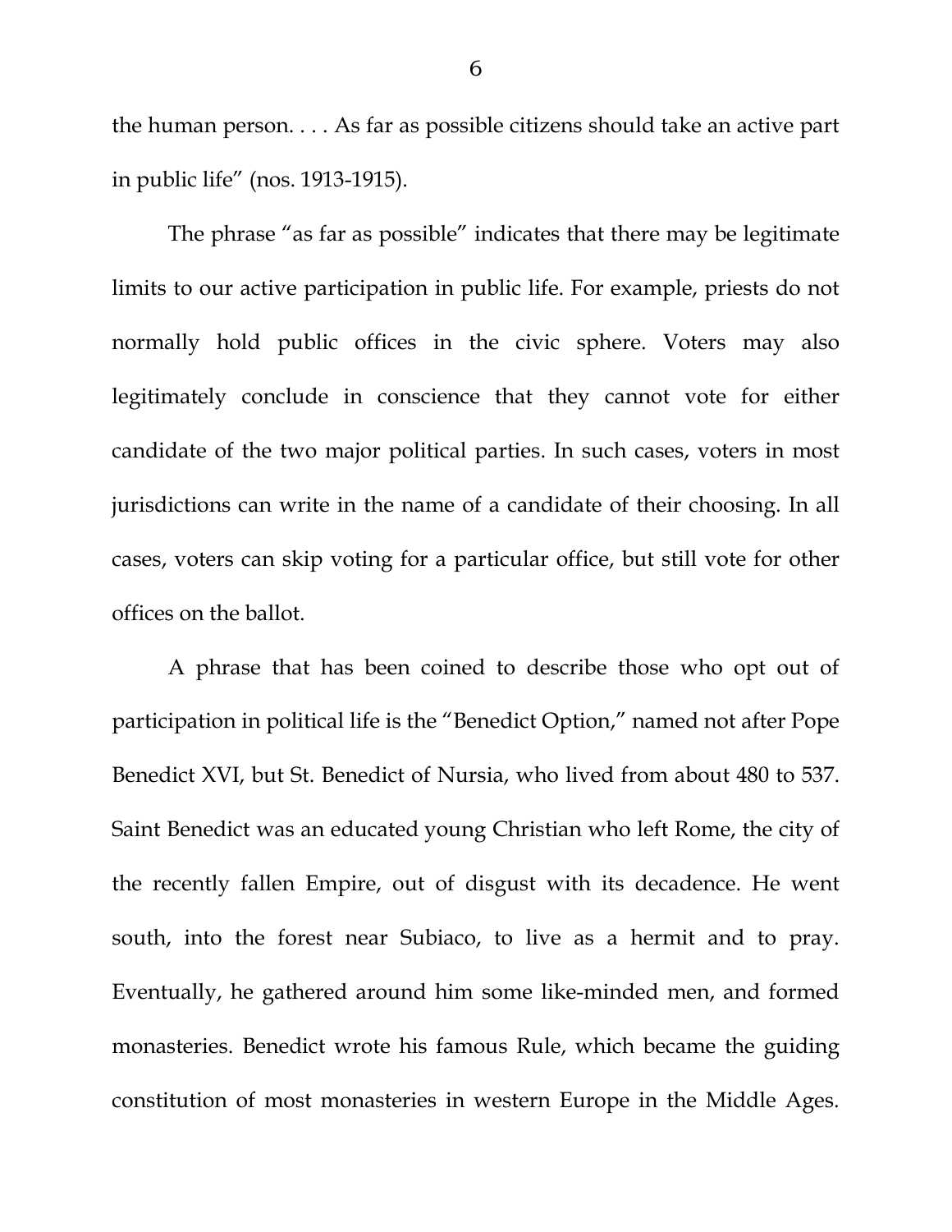the human person. . . . As far as possible citizens should take an active part in public life" (nos. 1913-1915).

The phrase "as far as possible" indicates that there may be legitimate limits to our active participation in public life. For example, priests do not normally hold public offices in the civic sphere. Voters may also legitimately conclude in conscience that they cannot vote for either candidate of the two major political parties. In such cases, voters in most jurisdictions can write in the name of a candidate of their choosing. In all cases, voters can skip voting for a particular office, but still vote for other offices on the ballot.

A phrase that has been coined to describe those who opt out of participation in political life is the "Benedict Option," named not after Pope Benedict XVI, but St. Benedict of Nursia, who lived from about 480 to 537. Saint Benedict was an educated young Christian who left Rome, the city of the recently fallen Empire, out of disgust with its decadence. He went south, into the forest near Subiaco, to live as a hermit and to pray. Eventually, he gathered around him some like-minded men, and formed monasteries. Benedict wrote his famous Rule, which became the guiding constitution of most monasteries in western Europe in the Middle Ages.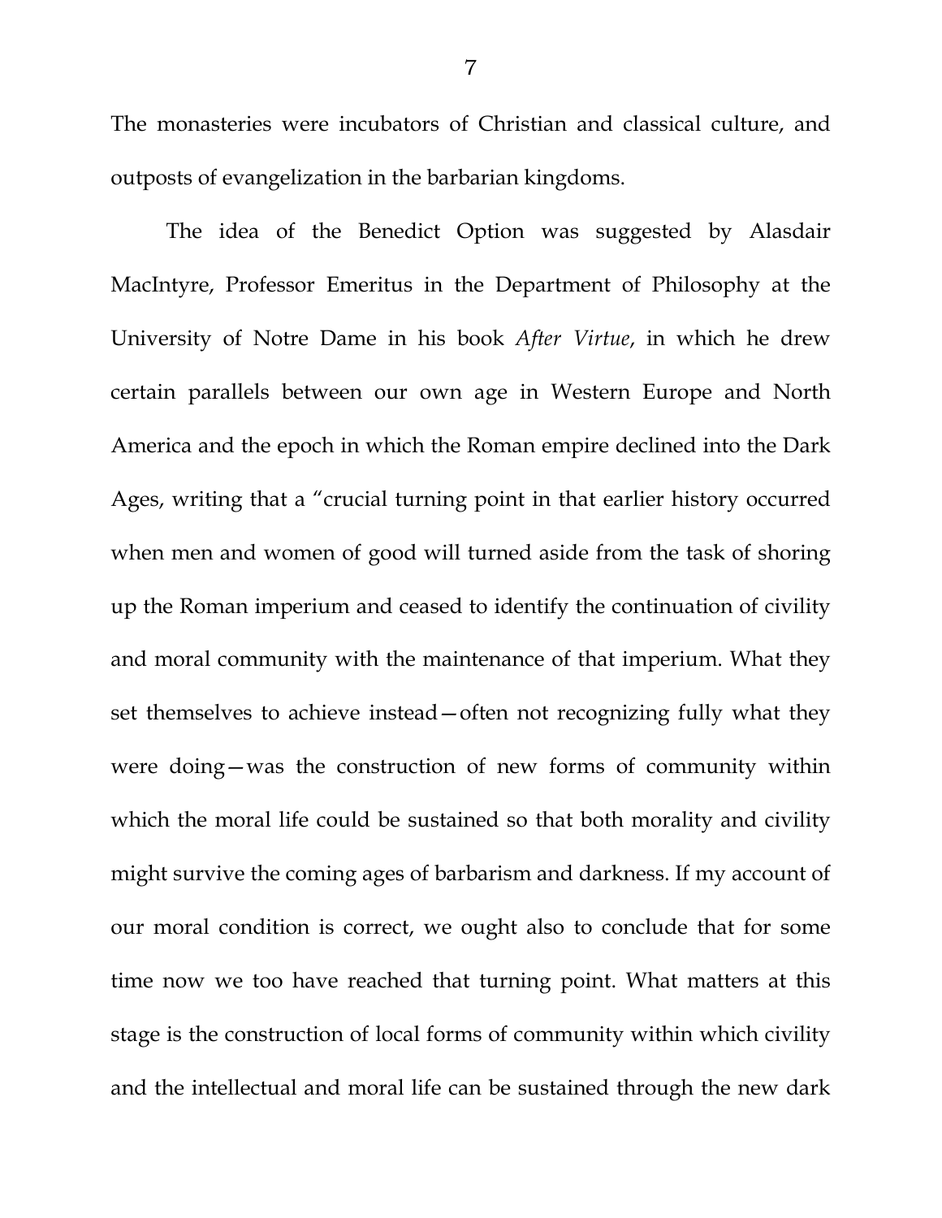The monasteries were incubators of Christian and classical culture, and outposts of evangelization in the barbarian kingdoms.

The idea of the Benedict Option was suggested by Alasdair MacIntyre, Professor Emeritus in the Department of Philosophy at the University of Notre Dame in his book *After Virtue*, in which he drew certain parallels between our own age in Western Europe and North America and the epoch in which the Roman empire declined into the Dark Ages, writing that a "crucial turning point in that earlier history occurred when men and women of good will turned aside from the task of shoring up the Roman imperium and ceased to identify the continuation of civility and moral community with the maintenance of that imperium. What they set themselves to achieve instead—often not recognizing fully what they were doing—was the construction of new forms of community within which the moral life could be sustained so that both morality and civility might survive the coming ages of barbarism and darkness. If my account of our moral condition is correct, we ought also to conclude that for some time now we too have reached that turning point. What matters at this stage is the construction of local forms of community within which civility and the intellectual and moral life can be sustained through the new dark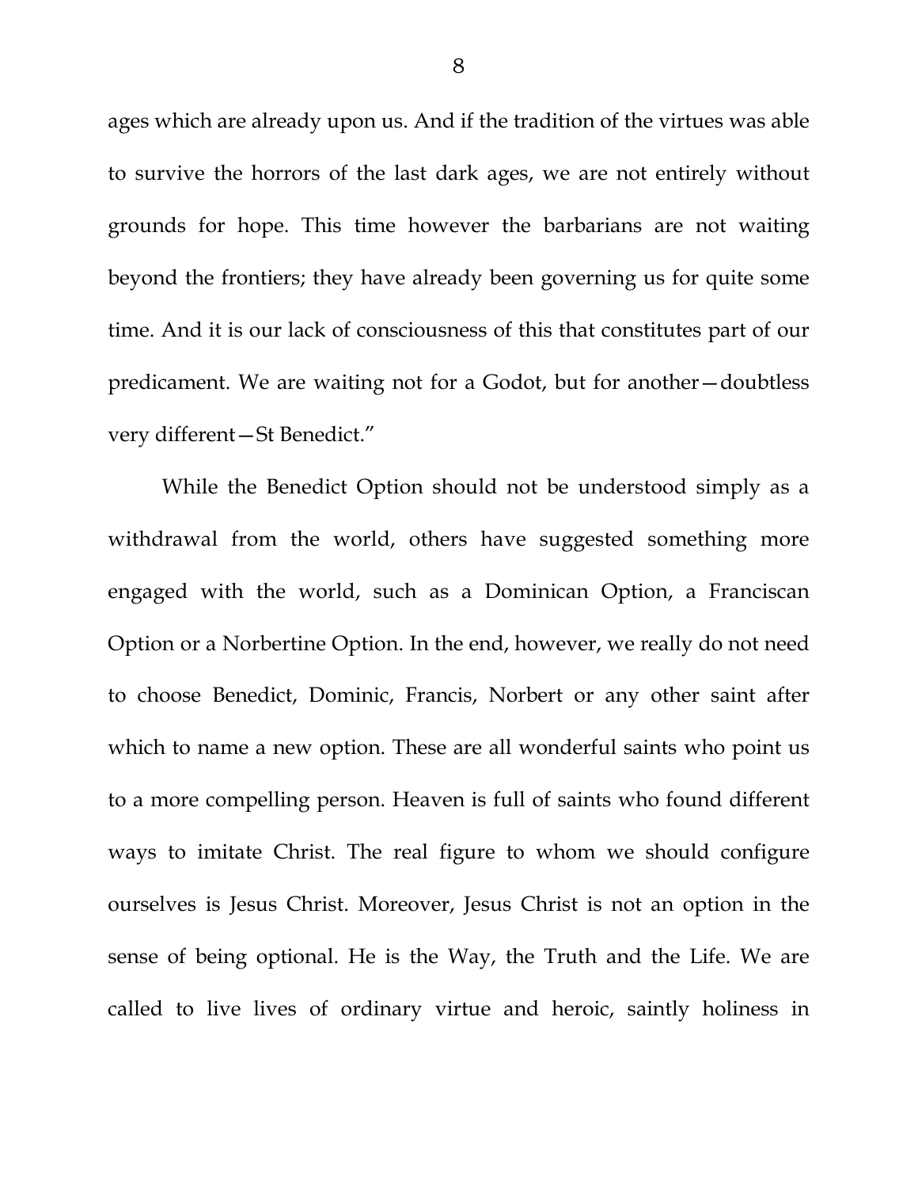ages which are already upon us. And if the tradition of the virtues was able to survive the horrors of the last dark ages, we are not entirely without grounds for hope. This time however the barbarians are not waiting beyond the frontiers; they have already been governing us for quite some time. And it is our lack of consciousness of this that constitutes part of our predicament. We are waiting not for a Godot, but for another—doubtless very different—St Benedict."

While the Benedict Option should not be understood simply as a withdrawal from the world, others have suggested something more engaged with the world, such as a Dominican Option, a Franciscan Option or a Norbertine Option. In the end, however, we really do not need to choose Benedict, Dominic, Francis, Norbert or any other saint after which to name a new option. These are all wonderful saints who point us to a more compelling person. Heaven is full of saints who found different ways to imitate Christ. The real figure to whom we should configure ourselves is Jesus Christ. Moreover, Jesus Christ is not an option in the sense of being optional. He is the Way, the Truth and the Life. We are called to live lives of ordinary virtue and heroic, saintly holiness in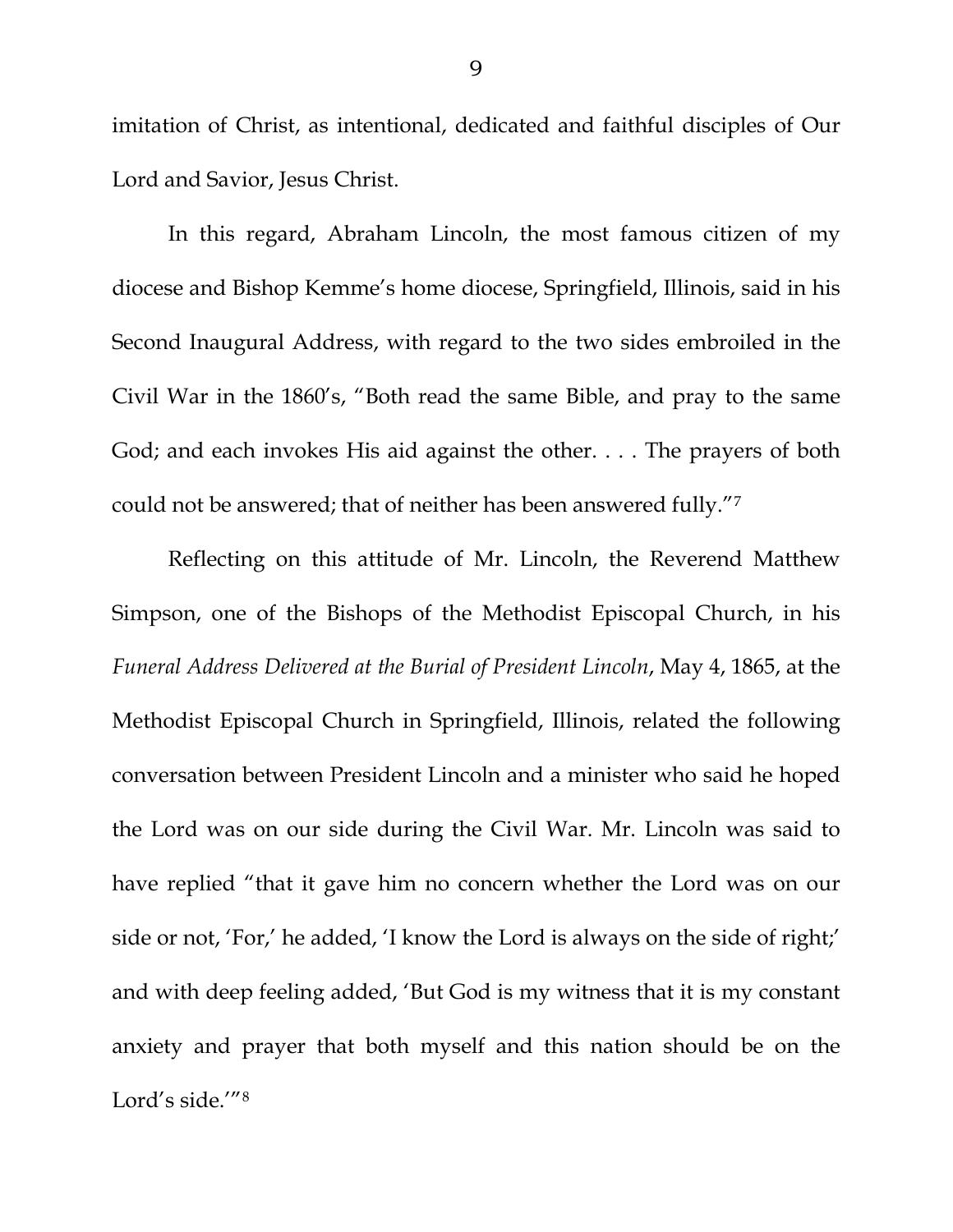imitation of Christ, as intentional, dedicated and faithful disciples of Our Lord and Savior, Jesus Christ.

In this regard, Abraham Lincoln, the most famous citizen of my diocese and Bishop Kemme's home diocese, Springfield, Illinois, said in his Second Inaugural Address, with regard to the two sides embroiled in the Civil War in the 1860's, "Both read the same Bible, and pray to the same God; and each invokes His aid against the other. . . . The prayers of both could not be answered; that of neither has been answered fully."[7]

Reflecting on this attitude of Mr. Lincoln, the Reverend Matthew Simpson, one of the Bishops of the Methodist Episcopal Church, in his *Funeral Address Delivered at the Burial of President Lincoln*, May 4, 1865, at the Methodist Episcopal Church in Springfield, Illinois, related the following conversation between President Lincoln and a minister who said he hoped the Lord was on our side during the Civil War. Mr. Lincoln was said to have replied "that it gave him no concern whether the Lord was on our side or not, 'For,' he added, 'I know the Lord is always on the side of right;' and with deep feeling added, 'But God is my witness that it is my constant anxiety and prayer that both myself and this nation should be on the Lord's side.'"[8]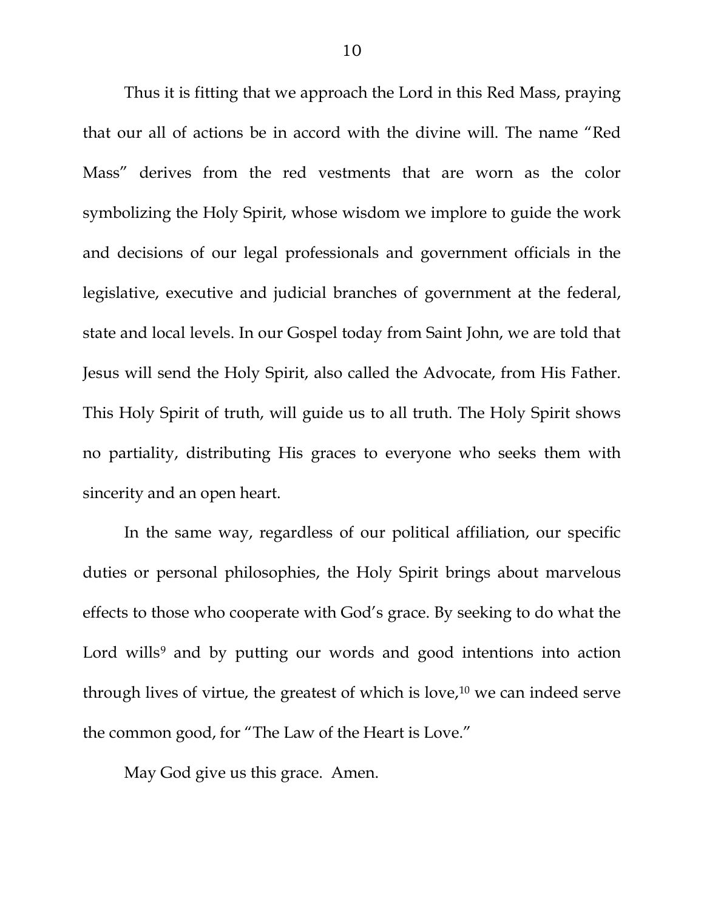Thus it is fitting that we approach the Lord in this Red Mass, praying that our all of actions be in accord with the divine will. The name "Red Mass" derives from the red vestments that are worn as the color symbolizing the Holy Spirit, whose wisdom we implore to guide the work and decisions of our legal professionals and government officials in the legislative, executive and judicial branches of government at the federal, state and local levels. In our Gospel today from Saint John, we are told that Jesus will send the Holy Spirit, also called the Advocate, from His Father. This Holy Spirit of truth, will guide us to all truth. The Holy Spirit shows no partiality, distributing His graces to everyone who seeks them with sincerity and an open heart.

In the same way, regardless of our political affiliation, our specific duties or personal philosophies, the Holy Spirit brings about marvelous effects to those who cooperate with God's grace. By seeking to do what the Lord wills[9] and by putting our words and good intentions into action through lives of virtue, the greatest of which is love,[10] we can indeed serve the common good, for "The Law of the Heart is Love."

May God give us this grace. Amen.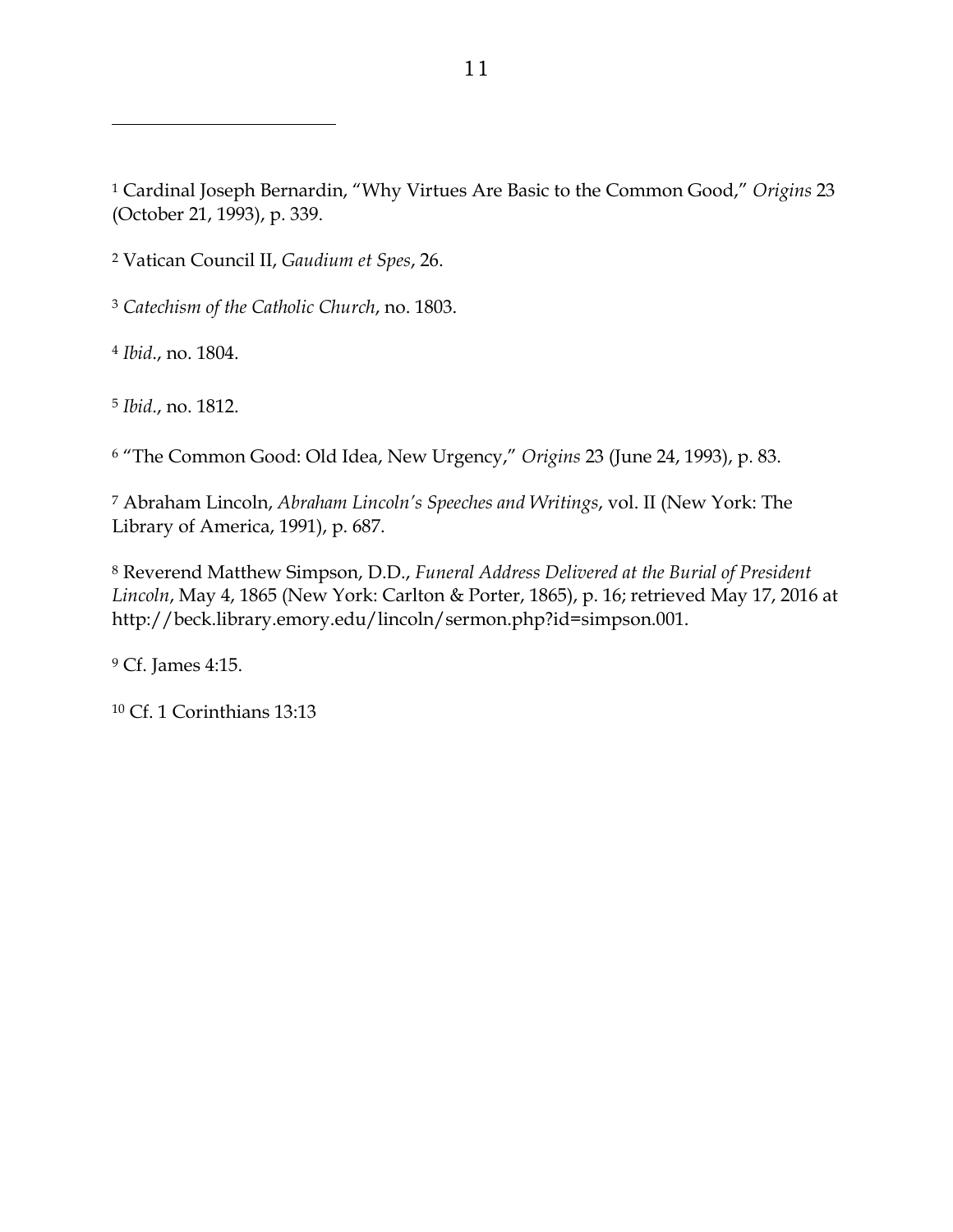[1] Cardinal Joseph Bernardin, "Why Virtues Are Basic to the Common Good," *Origins* 23 (October 21, 1993), p. 339.

[2] Vatican Council II, *Gaudium et Spes*, 26.

[3] *Catechism of the Catholic Church*, no. 1803.

[4] *Ibid*., no. 1804.

[5] *Ibid*., no. 1812.

[6] "The Common Good: Old Idea, New Urgency," *Origins* 23 (June 24, 1993), p. 83.

[7] Abraham Lincoln, *Abraham Lincoln's Speeches and Writings*, vol. II (New York: The Library of America, 1991), p. 687.

[8] Reverend Matthew Simpson, D.D., *Funeral Address Delivered at the Burial of President Lincoln*, May 4, 1865 (New York: Carlton & Porter, 1865), p. 16; retrieved May 17, 2016 at http://beck.library.emory.edu/lincoln/sermon.php?id=simpson.001.

[9] Cf. James 4:15.

[10] Cf. 1 Corinthians 13:13